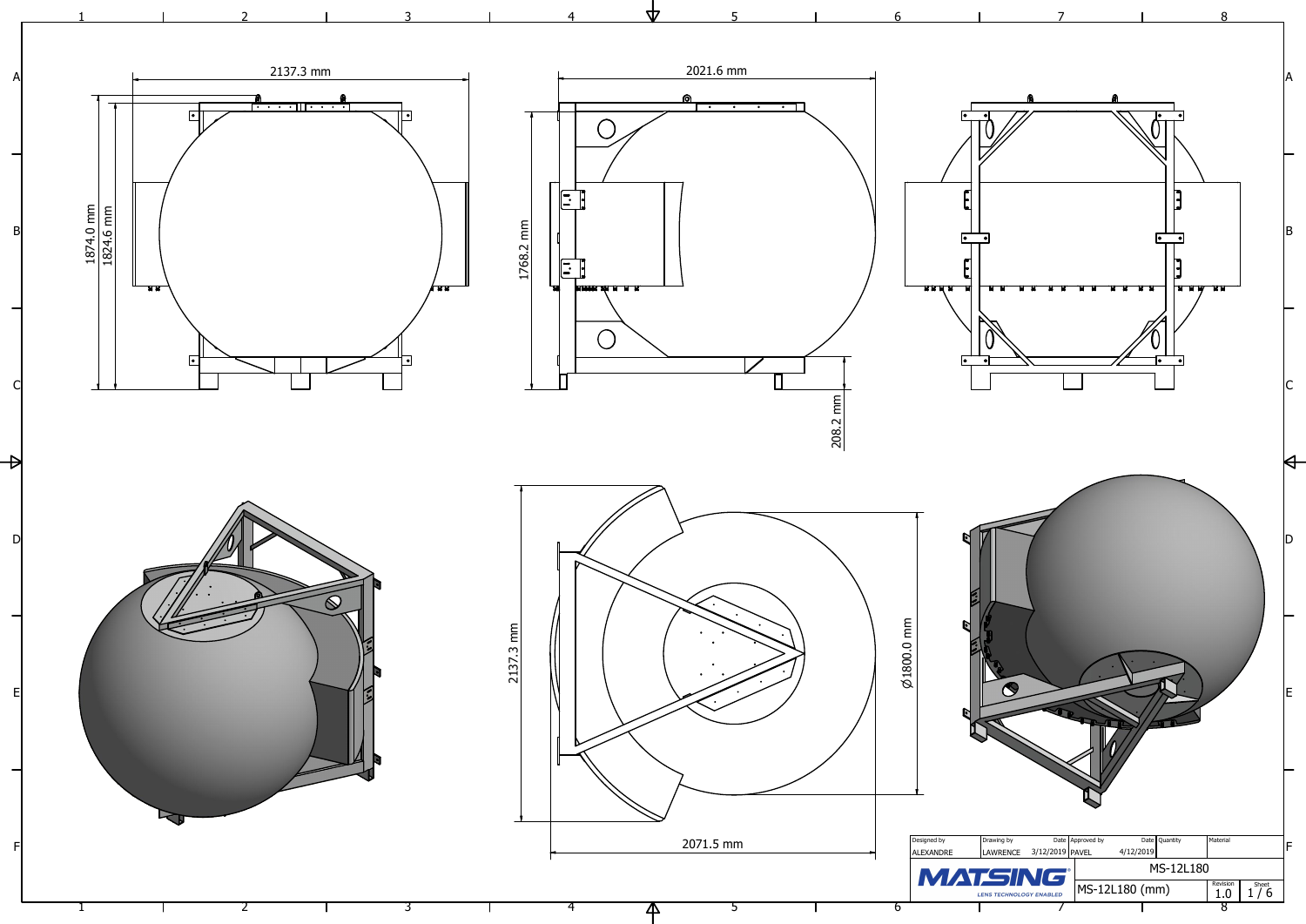2137.3 mm

1874.0 mm

1824.6 mm

2021.6 mm

1768.2 mm

208.2 mm

2137.3 mm

Ø1800.0 mm

2071.5 mm

| Designed by | Drawing by | Date | Approved by | Date | Quantity | Material |
|---|---|---|---|---|---|---|
| ALEXANDRE | LAWRENCE | 3/12/2019 | PAVEL | 4/12/2019 | | |

MATSING LENS TECHNOLOGY ENABLED

MS-12L180

MS-12L180 (mm)

Revision 1.0

Sheet 1 / 6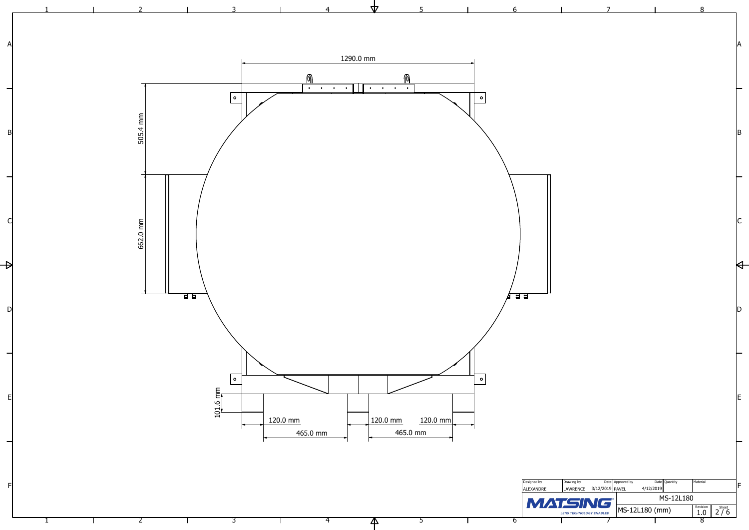1290.0 mm

505.4 mm

662.0 mm

101.6 mm

120.0 mm

465.0 mm

120.0 mm

120.0 mm

465.0 mm

| Designed by | Drawing by | Date | Approved by | Date | Quantity | Material |
| --- | --- | --- | --- | --- | --- | --- |
| ALEXANDRE | LAWRENCE | 3/12/2019 | PAVEL | 4/12/2019 | | |

**MATSING** LENS TECHNOLOGY ENABLED

MS-12L180

MS-12L180 (mm)

Revision 1.0

Sheet 2 / 6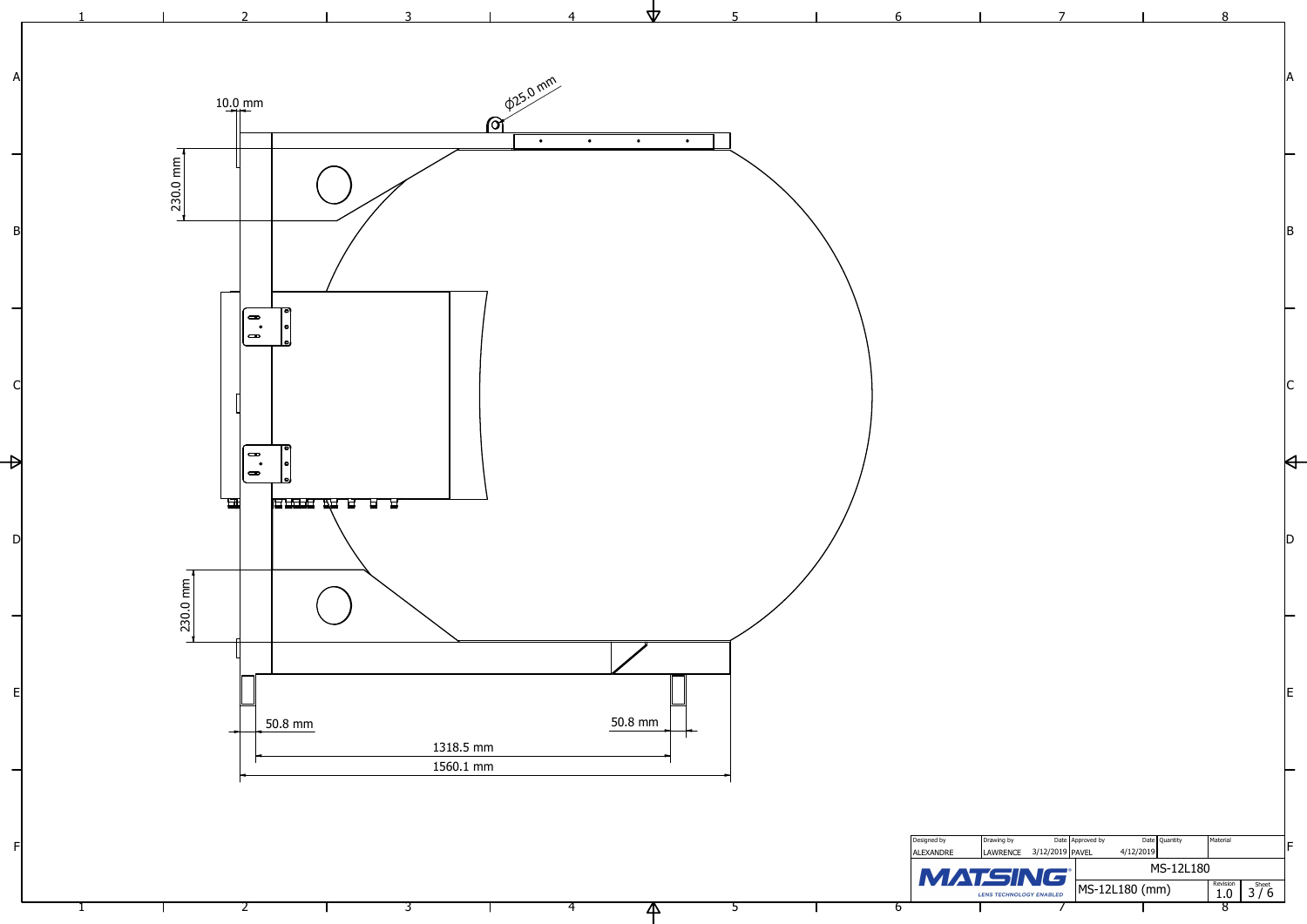10.0 mm

⌀25.0 mm

230.0 mm

230.0 mm

50.8 mm

50.8 mm

1318.5 mm

1560.1 mm

| Designed by | Drawing by | Date | Approved by | Date | Quantity | Material |
|---|---|---|---|---|---|---|
| ALEXANDRE | LAWRENCE | 3/12/2019 | PAVEL | 4/12/2019 | | |

MATSING
LENS TECHNOLOGY ENABLED

MS-12L180

MS-12L180 (mm)

| Revision | Sheet |
|---|---|
| 1.0 | 3 / 6 |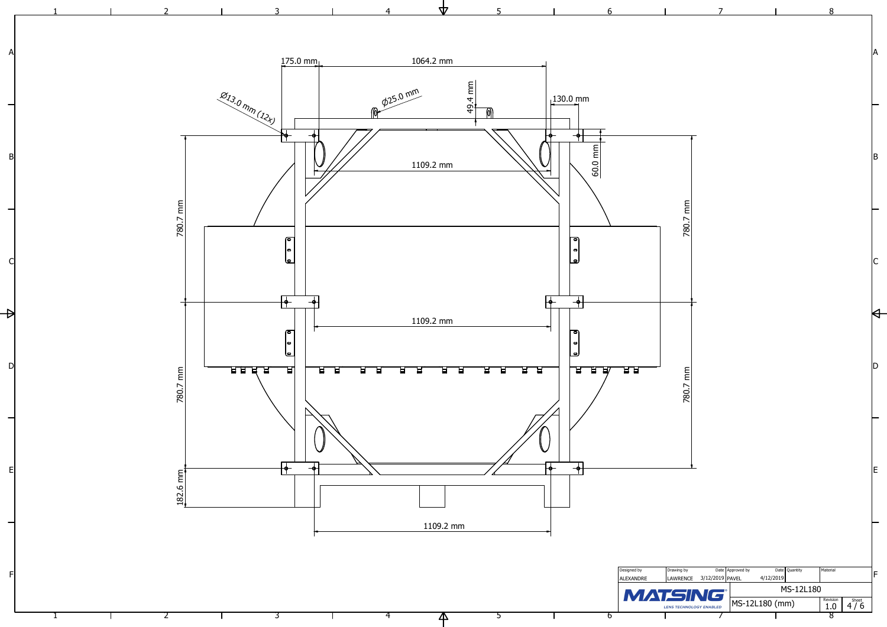175.0 mm

1064.2 mm

Ø13.0 mm (12x)

Ø25.0 mm

49.4 mm

130.0 mm

60.0 mm

1109.2 mm

780.7 mm

780.7 mm

1109.2 mm

780.7 mm

780.7 mm

182.6 mm

1109.2 mm

| Designed by | Drawing by | Date | Approved by | Date | Quantity | Material |
|---|---|---|---|---|---|---|
| ALEXANDRE | LAWRENCE | 3/12/2019 | PAVEL | 4/12/2019 | | |

MATSING LENS TECHNOLOGY ENABLED

MS-12L180

| | Revision | Sheet |
|---|---|---|
| MS-12L180 (mm) | 1.0 | 4 / 6 |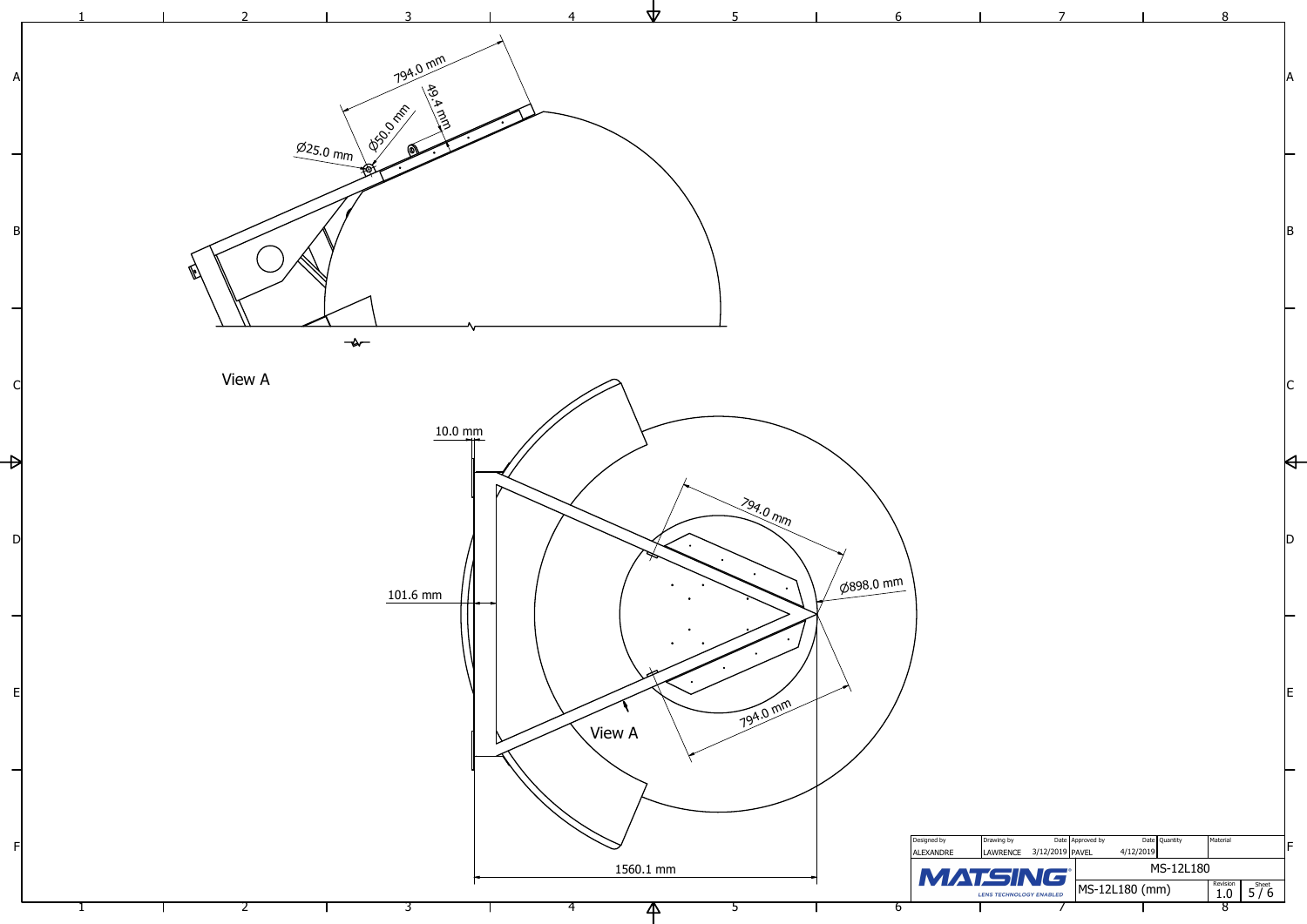View A

794.0 mm

49.4 mm

Ø50.0 mm

Ø25.0 mm

10.0 mm

794.0 mm

Ø898.0 mm

101.6 mm

794.0 mm

View A

1560.1 mm

| Designed by | Drawing by | Date | Approved by | Date | Quantity | Material |
|---|---|---|---|---|---|---|
| ALEXANDRE | LAWRENCE | 3/12/2019 | PAVEL | 4/12/2019 | | |

MATSING LENS TECHNOLOGY ENABLED

MS-12L180

MS-12L180 (mm)

| Revision | Sheet |
|---|---|
| 1.0 | 5 / 6 |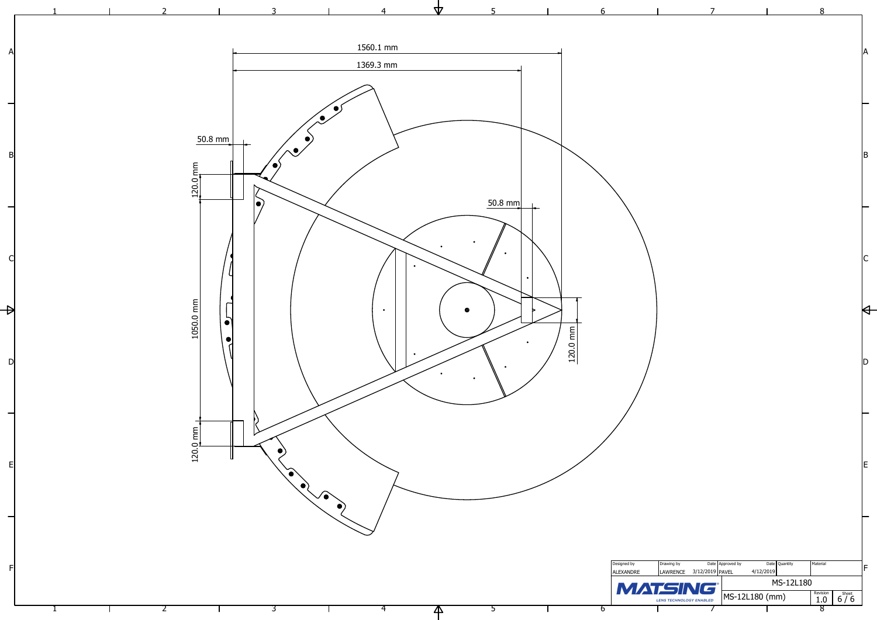1560.1 mm

1369.3 mm

50.8 mm

120.0 mm

1050.0 mm

120.0 mm

50.8 mm

120.0 mm

| Designed by | Drawing by | Date | Approved by | Date | Quantity | Material |
|---|---|---|---|---|---|---|
| ALEXANDRE | LAWRENCE | 3/12/2019 | PAVEL | 4/12/2019 | | |

MATSING
LENS TECHNOLOGY ENABLED

MS-12L180

MS-12L180 (mm)

Revision 1.0

Sheet 6 / 6